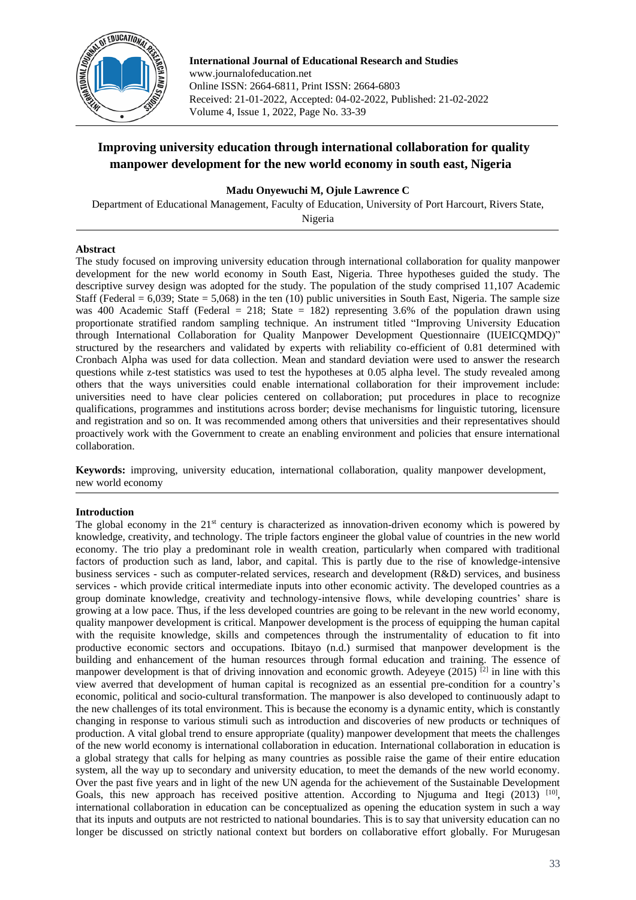International Journal of Educational Research and Studies
www.journalofeducation.net
Online ISSN: 2664-6811, Print ISSN: 2664-6803
Received: 21-01-2022, Accepted: 04-02-2022, Published: 21-02-2022
Volume 4, Issue 1, 2022, Page No. 33-39

# Improving university education through international collaboration for quality manpower development for the new world economy in south east, Nigeria

**Madu Onyewuchi M, Ojule Lawrence C**

Department of Educational Management, Faculty of Education, University of Port Harcourt, Rivers State, Nigeria

## Abstract

The study focused on improving university education through international collaboration for quality manpower development for the new world economy in South East, Nigeria. Three hypotheses guided the study. The descriptive survey design was adopted for the study. The population of the study comprised 11,107 Academic Staff (Federal = 6,039; State = 5,068) in the ten (10) public universities in South East, Nigeria. The sample size was 400 Academic Staff (Federal = 218; State = 182) representing 3.6% of the population drawn using proportionate stratified random sampling technique. An instrument titled "Improving University Education through International Collaboration for Quality Manpower Development Questionnaire (IUEICQMDQ)" structured by the researchers and validated by experts with reliability co-efficient of 0.81 determined with Cronbach Alpha was used for data collection. Mean and standard deviation were used to answer the research questions while z-test statistics was used to test the hypotheses at 0.05 alpha level. The study revealed among others that the ways universities could enable international collaboration for their improvement include: universities need to have clear policies centered on collaboration; put procedures in place to recognize qualifications, programmes and institutions across border; devise mechanisms for linguistic tutoring, licensure and registration and so on. It was recommended among others that universities and their representatives should proactively work with the Government to create an enabling environment and policies that ensure international collaboration.

**Keywords:** improving, university education, international collaboration, quality manpower development, new world economy

## Introduction

The global economy in the 21st century is characterized as innovation-driven economy which is powered by knowledge, creativity, and technology. The triple factors engineer the global value of countries in the new world economy. The trio play a predominant role in wealth creation, particularly when compared with traditional factors of production such as land, labor, and capital. This is partly due to the rise of knowledge-intensive business services - such as computer-related services, research and development (R&D) services, and business services - which provide critical intermediate inputs into other economic activity. The developed countries as a group dominate knowledge, creativity and technology-intensive flows, while developing countries' share is growing at a low pace. Thus, if the less developed countries are going to be relevant in the new world economy, quality manpower development is critical. Manpower development is the process of equipping the human capital with the requisite knowledge, skills and competences through the instrumentality of education to fit into productive economic sectors and occupations. Ibitayo (n.d.) surmised that manpower development is the building and enhancement of the human resources through formal education and training. The essence of manpower development is that of driving innovation and economic growth. Adeyeye (2015) [2] in line with this view averred that development of human capital is recognized as an essential pre-condition for a country's economic, political and socio-cultural transformation. The manpower is also developed to continuously adapt to the new challenges of its total environment. This is because the economy is a dynamic entity, which is constantly changing in response to various stimuli such as introduction and discoveries of new products or techniques of production. A vital global trend to ensure appropriate (quality) manpower development that meets the challenges of the new world economy is international collaboration in education. International collaboration in education is a global strategy that calls for helping as many countries as possible raise the game of their entire education system, all the way up to secondary and university education, to meet the demands of the new world economy. Over the past five years and in light of the new UN agenda for the achievement of the Sustainable Development Goals, this new approach has received positive attention. According to Njuguma and Itegi (2013) [10], international collaboration in education can be conceptualized as opening the education system in such a way that its inputs and outputs are not restricted to national boundaries. This is to say that university education can no longer be discussed on strictly national context but borders on collaborative effort globally. For Murugesan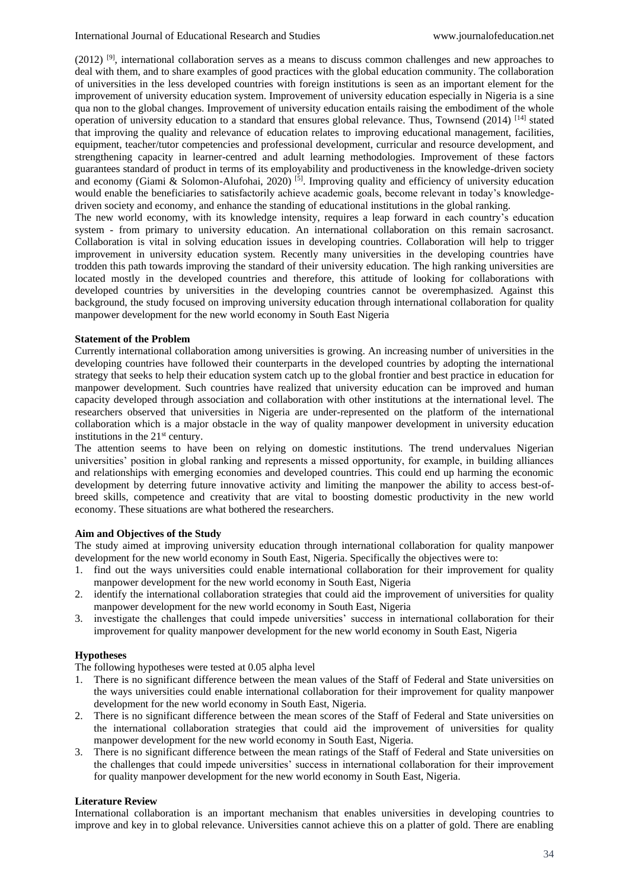(2012) [9], international collaboration serves as a means to discuss common challenges and new approaches to deal with them, and to share examples of good practices with the global education community. The collaboration of universities in the less developed countries with foreign institutions is seen as an important element for the improvement of university education system. Improvement of university education especially in Nigeria is a sine qua non to the global changes. Improvement of university education entails raising the embodiment of the whole operation of university education to a standard that ensures global relevance. Thus, Townsend (2014) [14] stated that improving the quality and relevance of education relates to improving educational management, facilities, equipment, teacher/tutor competencies and professional development, curricular and resource development, and strengthening capacity in learner-centred and adult learning methodologies. Improvement of these factors guarantees standard of product in terms of its employability and productiveness in the knowledge-driven society and economy (Giami & Solomon-Alufohai, 2020) [5]. Improving quality and efficiency of university education would enable the beneficiaries to satisfactorily achieve academic goals, become relevant in today's knowledge-driven society and economy, and enhance the standing of educational institutions in the global ranking.

The new world economy, with its knowledge intensity, requires a leap forward in each country's education system - from primary to university education. An international collaboration on this remain sacrosanct. Collaboration is vital in solving education issues in developing countries. Collaboration will help to trigger improvement in university education system. Recently many universities in the developing countries have trodden this path towards improving the standard of their university education. The high ranking universities are located mostly in the developed countries and therefore, this attitude of looking for collaborations with developed countries by universities in the developing countries cannot be overemphasized. Against this background, the study focused on improving university education through international collaboration for quality manpower development for the new world economy in South East Nigeria

**Statement of the Problem**

Currently international collaboration among universities is growing. An increasing number of universities in the developing countries have followed their counterparts in the developed countries by adopting the international strategy that seeks to help their education system catch up to the global frontier and best practice in education for manpower development. Such countries have realized that university education can be improved and human capacity developed through association and collaboration with other institutions at the international level. The researchers observed that universities in Nigeria are under-represented on the platform of the international collaboration which is a major obstacle in the way of quality manpower development in university education institutions in the 21st century.

The attention seems to have been on relying on domestic institutions. The trend undervalues Nigerian universities' position in global ranking and represents a missed opportunity, for example, in building alliances and relationships with emerging economies and developed countries. This could end up harming the economic development by deterring future innovative activity and limiting the manpower the ability to access best-of-breed skills, competence and creativity that are vital to boosting domestic productivity in the new world economy. These situations are what bothered the researchers.

**Aim and Objectives of the Study**

The study aimed at improving university education through international collaboration for quality manpower development for the new world economy in South East, Nigeria. Specifically the objectives were to:

1. find out the ways universities could enable international collaboration for their improvement for quality manpower development for the new world economy in South East, Nigeria
2. identify the international collaboration strategies that could aid the improvement of universities for quality manpower development for the new world economy in South East, Nigeria
3. investigate the challenges that could impede universities' success in international collaboration for their improvement for quality manpower development for the new world economy in South East, Nigeria

**Hypotheses**

The following hypotheses were tested at 0.05 alpha level

1. There is no significant difference between the mean values of the Staff of Federal and State universities on the ways universities could enable international collaboration for their improvement for quality manpower development for the new world economy in South East, Nigeria.
2. There is no significant difference between the mean scores of the Staff of Federal and State universities on the international collaboration strategies that could aid the improvement of universities for quality manpower development for the new world economy in South East, Nigeria.
3. There is no significant difference between the mean ratings of the Staff of Federal and State universities on the challenges that could impede universities' success in international collaboration for their improvement for quality manpower development for the new world economy in South East, Nigeria.

**Literature Review**

International collaboration is an important mechanism that enables universities in developing countries to improve and key in to global relevance. Universities cannot achieve this on a platter of gold. There are enabling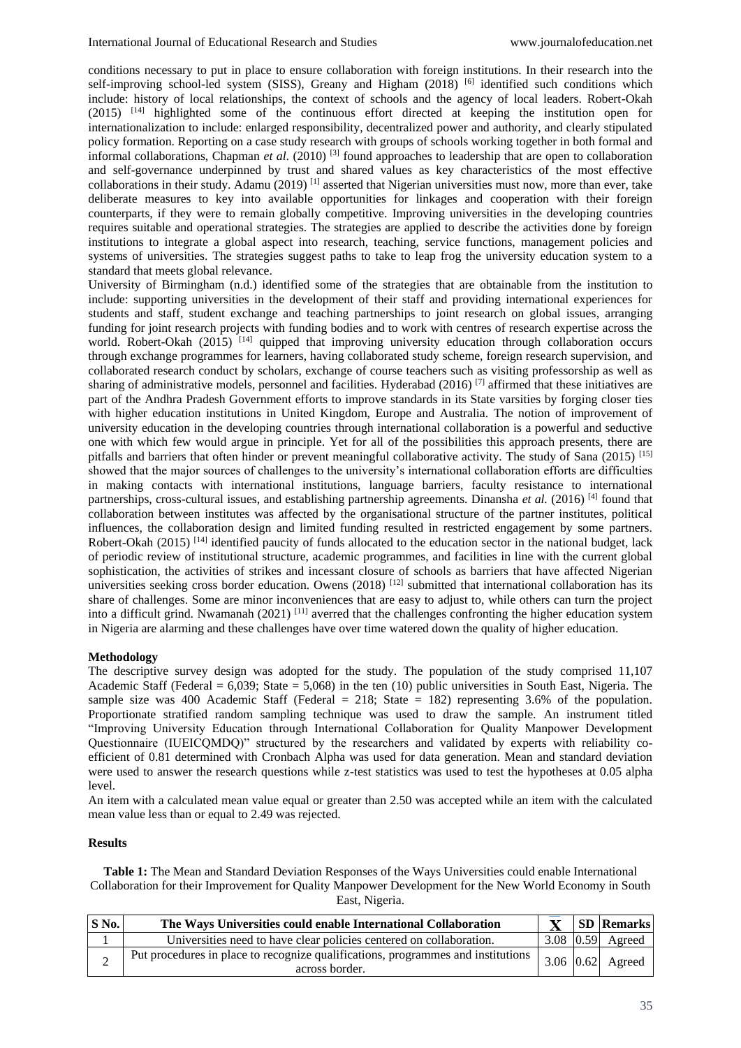conditions necessary to put in place to ensure collaboration with foreign institutions. In their research into the self-improving school-led system (SISS), Greany and Higham (2018) [6] identified such conditions which include: history of local relationships, the context of schools and the agency of local leaders. Robert-Okah (2015) [14] highlighted some of the continuous effort directed at keeping the institution open for internationalization to include: enlarged responsibility, decentralized power and authority, and clearly stipulated policy formation. Reporting on a case study research with groups of schools working together in both formal and informal collaborations, Chapman *et al.* (2010) [3] found approaches to leadership that are open to collaboration and self-governance underpinned by trust and shared values as key characteristics of the most effective collaborations in their study. Adamu (2019) [1] asserted that Nigerian universities must now, more than ever, take deliberate measures to key into available opportunities for linkages and cooperation with their foreign counterparts, if they were to remain globally competitive. Improving universities in the developing countries requires suitable and operational strategies. The strategies are applied to describe the activities done by foreign institutions to integrate a global aspect into research, teaching, service functions, management policies and systems of universities. The strategies suggest paths to take to leap frog the university education system to a standard that meets global relevance.

University of Birmingham (n.d.) identified some of the strategies that are obtainable from the institution to include: supporting universities in the development of their staff and providing international experiences for students and staff, student exchange and teaching partnerships to joint research on global issues, arranging funding for joint research projects with funding bodies and to work with centres of research expertise across the world. Robert-Okah (2015) [14] quipped that improving university education through collaboration occurs through exchange programmes for learners, having collaborated study scheme, foreign research supervision, and collaborated research conduct by scholars, exchange of course teachers such as visiting professorship as well as sharing of administrative models, personnel and facilities. Hyderabad (2016) [7] affirmed that these initiatives are part of the Andhra Pradesh Government efforts to improve standards in its State varsities by forging closer ties with higher education institutions in United Kingdom, Europe and Australia. The notion of improvement of university education in the developing countries through international collaboration is a powerful and seductive one with which few would argue in principle. Yet for all of the possibilities this approach presents, there are pitfalls and barriers that often hinder or prevent meaningful collaborative activity. The study of Sana (2015) [15] showed that the major sources of challenges to the university's international collaboration efforts are difficulties in making contacts with international institutions, language barriers, faculty resistance to international partnerships, cross-cultural issues, and establishing partnership agreements. Dinansha *et al.* (2016) [4] found that collaboration between institutes was affected by the organisational structure of the partner institutes, political influences, the collaboration design and limited funding resulted in restricted engagement by some partners. Robert-Okah (2015) [14] identified paucity of funds allocated to the education sector in the national budget, lack of periodic review of institutional structure, academic programmes, and facilities in line with the current global sophistication, the activities of strikes and incessant closure of schools as barriers that have affected Nigerian universities seeking cross border education. Owens (2018) [12] submitted that international collaboration has its share of challenges. Some are minor inconveniences that are easy to adjust to, while others can turn the project into a difficult grind. Nwamanah (2021) [11] averred that the challenges confronting the higher education system in Nigeria are alarming and these challenges have over time watered down the quality of higher education.

**Methodology**

The descriptive survey design was adopted for the study. The population of the study comprised 11,107 Academic Staff (Federal = 6,039; State = 5,068) in the ten (10) public universities in South East, Nigeria. The sample size was 400 Academic Staff (Federal = 218; State = 182) representing 3.6% of the population. Proportionate stratified random sampling technique was used to draw the sample. An instrument titled "Improving University Education through International Collaboration for Quality Manpower Development Questionnaire (IUEICQMDQ)" structured by the researchers and validated by experts with reliability co-efficient of 0.81 determined with Cronbach Alpha was used for data generation. Mean and standard deviation were used to answer the research questions while z-test statistics was used to test the hypotheses at 0.05 alpha level.

An item with a calculated mean value equal or greater than 2.50 was accepted while an item with the calculated mean value less than or equal to 2.49 was rejected.

**Results**

**Table 1:** The Mean and Standard Deviation Responses of the Ways Universities could enable International Collaboration for their Improvement for Quality Manpower Development for the New World Economy in South East, Nigeria.

| S No. | The Ways Universities could enable International Collaboration | $\bar{X}$ | SD | Remarks |
|---|---|---|---|---|
| 1 | Universities need to have clear policies centered on collaboration. | 3.08 | 0.59 | Agreed |
| 2 | Put procedures in place to recognize qualifications, programmes and institutions across border. | 3.06 | 0.62 | Agreed |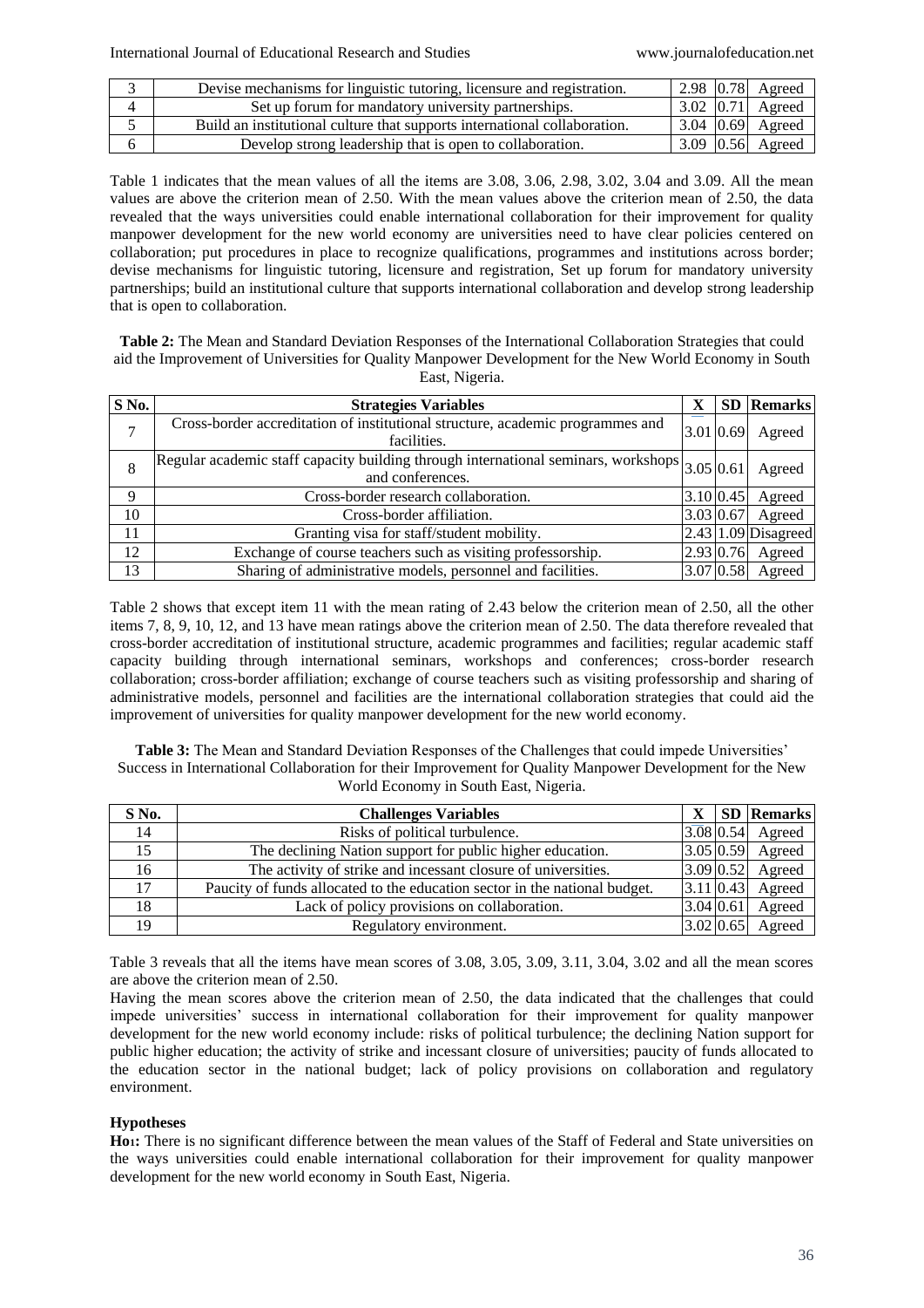| | | | | |
|---|---|---|---|---|
| 3 | Devise mechanisms for linguistic tutoring, licensure and registration. | 2.98 | 0.78 | Agreed |
| 4 | Set up forum for mandatory university partnerships. | 3.02 | 0.71 | Agreed |
| 5 | Build an institutional culture that supports international collaboration. | 3.04 | 0.69 | Agreed |
| 6 | Develop strong leadership that is open to collaboration. | 3.09 | 0.56 | Agreed |

Table 1 indicates that the mean values of all the items are 3.08, 3.06, 2.98, 3.02, 3.04 and 3.09. All the mean values are above the criterion mean of 2.50. With the mean values above the criterion mean of 2.50, the data revealed that the ways universities could enable international collaboration for their improvement for quality manpower development for the new world economy are universities need to have clear policies centered on collaboration; put procedures in place to recognize qualifications, programmes and institutions across border; devise mechanisms for linguistic tutoring, licensure and registration, Set up forum for mandatory university partnerships; build an institutional culture that supports international collaboration and develop strong leadership that is open to collaboration.

**Table 2:** The Mean and Standard Deviation Responses of the International Collaboration Strategies that could aid the Improvement of Universities for Quality Manpower Development for the New World Economy in South East, Nigeria.

| S No. | Strategies Variables | $\bar{X}$ | SD | Remarks |
|---|---|---|---|---|
| 7 | Cross-border accreditation of institutional structure, academic programmes and facilities. | 3.01 | 0.69 | Agreed |
| 8 | Regular academic staff capacity building through international seminars, workshops and conferences. | 3.05 | 0.61 | Agreed |
| 9 | Cross-border research collaboration. | 3.10 | 0.45 | Agreed |
| 10 | Cross-border affiliation. | 3.03 | 0.67 | Agreed |
| 11 | Granting visa for staff/student mobility. | 2.43 | 1.09 | Disagreed |
| 12 | Exchange of course teachers such as visiting professorship. | 2.93 | 0.76 | Agreed |
| 13 | Sharing of administrative models, personnel and facilities. | 3.07 | 0.58 | Agreed |

Table 2 shows that except item 11 with the mean rating of 2.43 below the criterion mean of 2.50, all the other items 7, 8, 9, 10, 12, and 13 have mean ratings above the criterion mean of 2.50. The data therefore revealed that cross-border accreditation of institutional structure, academic programmes and facilities; regular academic staff capacity building through international seminars, workshops and conferences; cross-border research collaboration; cross-border affiliation; exchange of course teachers such as visiting professorship and sharing of administrative models, personnel and facilities are the international collaboration strategies that could aid the improvement of universities for quality manpower development for the new world economy.

**Table 3:** The Mean and Standard Deviation Responses of the Challenges that could impede Universities' Success in International Collaboration for their Improvement for Quality Manpower Development for the New World Economy in South East, Nigeria.

| S No. | Challenges Variables | $\bar{X}$ | SD | Remarks |
|---|---|---|---|---|
| 14 | Risks of political turbulence. | 3.08 | 0.54 | Agreed |
| 15 | The declining Nation support for public higher education. | 3.05 | 0.59 | Agreed |
| 16 | The activity of strike and incessant closure of universities. | 3.09 | 0.52 | Agreed |
| 17 | Paucity of funds allocated to the education sector in the national budget. | 3.11 | 0.43 | Agreed |
| 18 | Lack of policy provisions on collaboration. | 3.04 | 0.61 | Agreed |
| 19 | Regulatory environment. | 3.02 | 0.65 | Agreed |

Table 3 reveals that all the items have mean scores of 3.08, 3.05, 3.09, 3.11, 3.04, 3.02 and all the mean scores are above the criterion mean of 2.50.

Having the mean scores above the criterion mean of 2.50, the data indicated that the challenges that could impede universities' success in international collaboration for their improvement for quality manpower development for the new world economy include: risks of political turbulence; the declining Nation support for public higher education; the activity of strike and incessant closure of universities; paucity of funds allocated to the education sector in the national budget; lack of policy provisions on collaboration and regulatory environment.

### Hypotheses

**$H_{O1}$:** There is no significant difference between the mean values of the Staff of Federal and State universities on the ways universities could enable international collaboration for their improvement for quality manpower development for the new world economy in South East, Nigeria.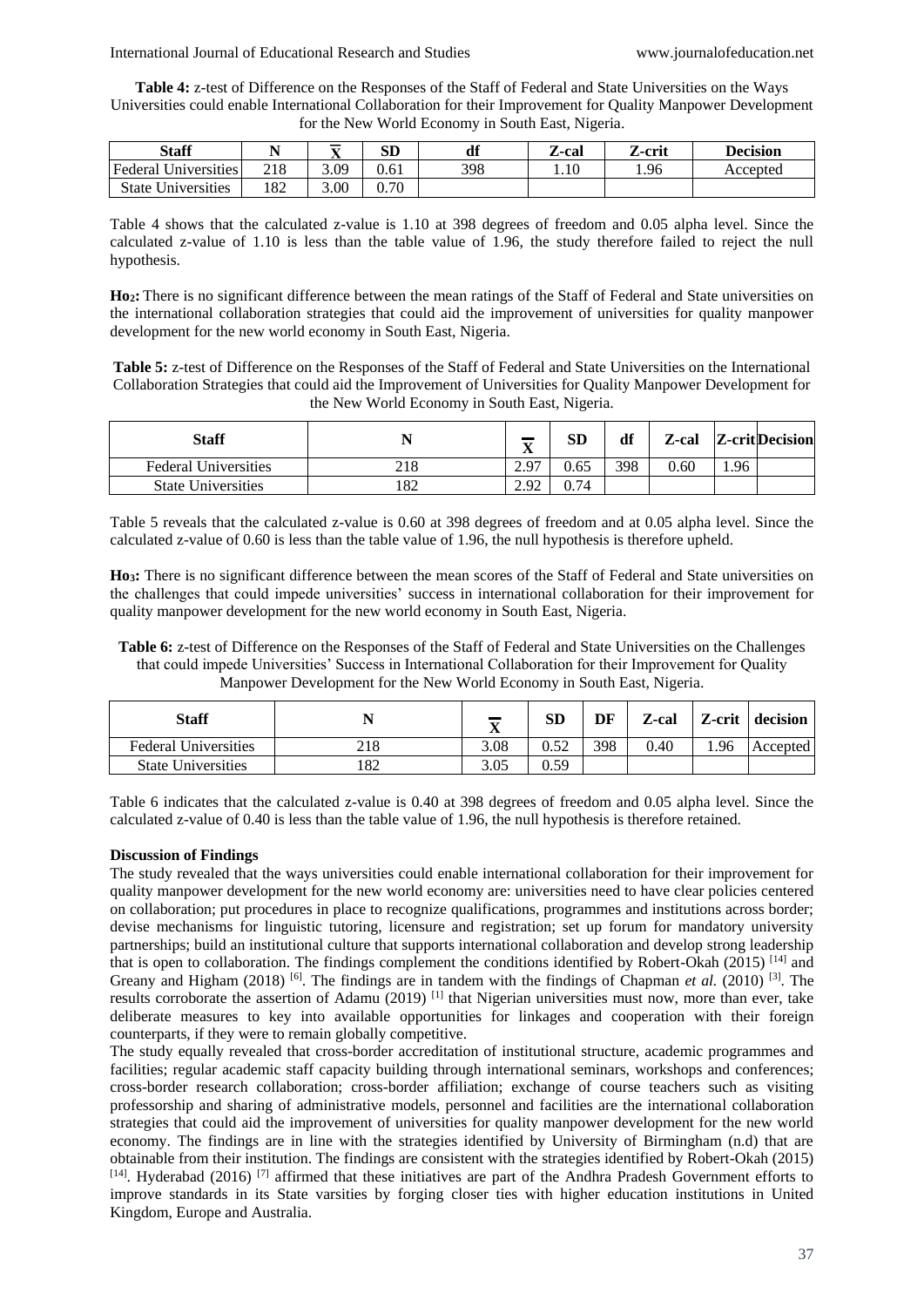**Table 4:** z-test of Difference on the Responses of the Staff of Federal and State Universities on the Ways Universities could enable International Collaboration for their Improvement for Quality Manpower Development for the New World Economy in South East, Nigeria.

| Staff | N | $\overline{X}$ | SD | df | Z-cal | Z-crit | Decision |
|---|---|---|---|---|---|---|---|
| Federal Universities | 218 | 3.09 | 0.61 | 398 | 1.10 | 1.96 | Accepted |
| State Universities | 182 | 3.00 | 0.70 | | | | |

Table 4 shows that the calculated z-value is 1.10 at 398 degrees of freedom and 0.05 alpha level. Since the calculated z-value of 1.10 is less than the table value of 1.96, the study therefore failed to reject the null hypothesis.

**Ho$_2$:** There is no significant difference between the mean ratings of the Staff of Federal and State universities on the international collaboration strategies that could aid the improvement of universities for quality manpower development for the new world economy in South East, Nigeria.

**Table 5:** z-test of Difference on the Responses of the Staff of Federal and State Universities on the International Collaboration Strategies that could aid the Improvement of Universities for Quality Manpower Development for the New World Economy in South East, Nigeria.

| Staff | N | $\overline{X}$ | SD | df | Z-cal | Z-crit | Decision |
|---|---|---|---|---|---|---|---|
| Federal Universities | 218 | 2.97 | 0.65 | 398 | 0.60 | 1.96 | |
| State Universities | 182 | 2.92 | 0.74 | | | | |

Table 5 reveals that the calculated z-value is 0.60 at 398 degrees of freedom and at 0.05 alpha level. Since the calculated z-value of 0.60 is less than the table value of 1.96, the null hypothesis is therefore upheld.

**Ho$_3$:** There is no significant difference between the mean scores of the Staff of Federal and State universities on the challenges that could impede universities' success in international collaboration for their improvement for quality manpower development for the new world economy in South East, Nigeria.

**Table 6:** z-test of Difference on the Responses of the Staff of Federal and State Universities on the Challenges that could impede Universities' Success in International Collaboration for their Improvement for Quality Manpower Development for the New World Economy in South East, Nigeria.

| Staff | N | $\overline{X}$ | SD | DF | Z-cal | Z-crit | decision |
|---|---|---|---|---|---|---|---|
| Federal Universities | 218 | 3.08 | 0.52 | 398 | 0.40 | 1.96 | Accepted |
| State Universities | 182 | 3.05 | 0.59 | | | | |

Table 6 indicates that the calculated z-value is 0.40 at 398 degrees of freedom and 0.05 alpha level. Since the calculated z-value of 0.40 is less than the table value of 1.96, the null hypothesis is therefore retained.

**Discussion of Findings**

The study revealed that the ways universities could enable international collaboration for their improvement for quality manpower development for the new world economy are: universities need to have clear policies centered on collaboration; put procedures in place to recognize qualifications, programmes and institutions across border; devise mechanisms for linguistic tutoring, licensure and registration; set up forum for mandatory university partnerships; build an institutional culture that supports international collaboration and develop strong leadership that is open to collaboration. The findings complement the conditions identified by Robert-Okah (2015) [14] and Greany and Higham (2018) [6]. The findings are in tandem with the findings of Chapman *et al.* (2010) [3]. The results corroborate the assertion of Adamu (2019) [1] that Nigerian universities must now, more than ever, take deliberate measures to key into available opportunities for linkages and cooperation with their foreign counterparts, if they were to remain globally competitive.

The study equally revealed that cross-border accreditation of institutional structure, academic programmes and facilities; regular academic staff capacity building through international seminars, workshops and conferences; cross-border research collaboration; cross-border affiliation; exchange of course teachers such as visiting professorship and sharing of administrative models, personnel and facilities are the international collaboration strategies that could aid the improvement of universities for quality manpower development for the new world economy. The findings are in line with the strategies identified by University of Birmingham (n.d) that are obtainable from their institution. The findings are consistent with the strategies identified by Robert-Okah (2015) [14]. Hyderabad (2016) [7] affirmed that these initiatives are part of the Andhra Pradesh Government efforts to improve standards in its State varsities by forging closer ties with higher education institutions in United Kingdom, Europe and Australia.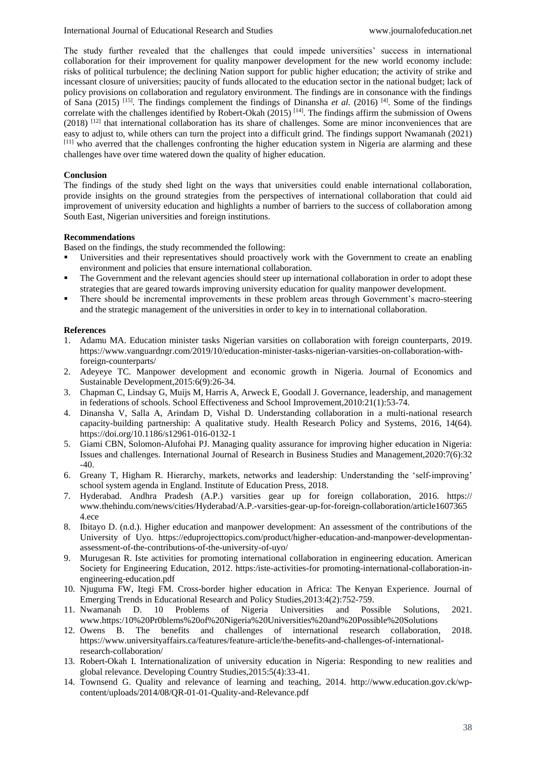The study further revealed that the challenges that could impede universities' success in international collaboration for their improvement for quality manpower development for the new world economy include: risks of political turbulence; the declining Nation support for public higher education; the activity of strike and incessant closure of universities; paucity of funds allocated to the education sector in the national budget; lack of policy provisions on collaboration and regulatory environment. The findings are in consonance with the findings of Sana (2015) [15]. The findings complement the findings of Dinansha *et al.* (2016) [4]. Some of the findings correlate with the challenges identified by Robert-Okah (2015) [14]. The findings affirm the submission of Owens (2018) [12] that international collaboration has its share of challenges. Some are minor inconveniences that are easy to adjust to, while others can turn the project into a difficult grind. The findings support Nwamanah (2021) [11] who averred that the challenges confronting the higher education system in Nigeria are alarming and these challenges have over time watered down the quality of higher education.

**Conclusion**

The findings of the study shed light on the ways that universities could enable international collaboration, provide insights on the ground strategies from the perspectives of international collaboration that could aid improvement of university education and highlights a number of barriers to the success of collaboration among South East, Nigerian universities and foreign institutions.

**Recommendations**

Based on the findings, the study recommended the following:

- Universities and their representatives should proactively work with the Government to create an enabling environment and policies that ensure international collaboration.
- The Government and the relevant agencies should steer up international collaboration in order to adopt these strategies that are geared towards improving university education for quality manpower development.
- There should be incremental improvements in these problem areas through Government's macro-steering and the strategic management of the universities in order to key in to international collaboration.

**References**

1. Adamu MA. Education minister tasks Nigerian varsities on collaboration with foreign counterparts, 2019. https://www.vanguardngr.com/2019/10/education-minister-tasks-nigerian-varsities-on-collaboration-with-foreign-counterparts/
2. Adeyeye TC. Manpower development and economic growth in Nigeria. Journal of Economics and Sustainable Development,2015:6(9):26-34.
3. Chapman C, Lindsay G, Muijs M, Harris A, Arweck E, Goodall J. Governance, leadership, and management in federations of schools. School Effectiveness and School Improvement,2010:21(1):53-74.
4. Dinansha V, Salla A, Arindam D, Vishal D. Understanding collaboration in a multi-national research capacity-building partnership: A qualitative study. Health Research Policy and Systems, 2016, 14(64). https://doi.org/10.1186/s12961-016-0132-1
5. Giami CBN, Solomon-Alufohai PJ. Managing quality assurance for improving higher education in Nigeria: Issues and challenges. International Journal of Research in Business Studies and Management,2020:7(6):32-40.
6. Greany T, Higham R. Hierarchy, markets, networks and leadership: Understanding the 'self-improving' school system agenda in England. Institute of Education Press, 2018.
7. Hyderabad. Andhra Pradesh (A.P.) varsities gear up for foreign collaboration, 2016. https://www.thehindu.com/news/cities/Hyderabad/A.P.-varsities-gear-up-for-foreign-collaboration/article16073654.ece
8. Ibitayo D. (n.d.). Higher education and manpower development: An assessment of the contributions of the University of Uyo. https://eduprojecttopics.com/product/higher-education-and-manpower-developmentan-assessment-of-the-contributions-of-the-university-of-uyo/
9. Murugesan R. Iste activities for promoting international collaboration in engineering education. American Society for Engineering Education, 2012. https:/iste-activities-for promoting-international-collaboration-in-engineering-education.pdf
10. Njuguma FW, Itegi FM. Cross-border higher education in Africa: The Kenyan Experience. Journal of Emerging Trends in Educational Research and Policy Studies,2013:4(2):752-759.
11. Nwamanah D. 10 Problems of Nigeria Universities and Possible Solutions, 2021. www.https:/10%20Pr0blems%20of%20Nigeria%20Universities%20and%20Possible%20Solutions
12. Owens B. The benefits and challenges of international research collaboration, 2018. https://www.universityaffairs.ca/features/feature-article/the-benefits-and-challenges-of-international-research-collaboration/
13. Robert-Okah I. Internationalization of university education in Nigeria: Responding to new realities and global relevance. Developing Country Studies,2015:5(4):33-41.
14. Townsend G. Quality and relevance of learning and teaching, 2014. http://www.education.gov.ck/wp-content/uploads/2014/08/QR-01-01-Quality-and-Relevance.pdf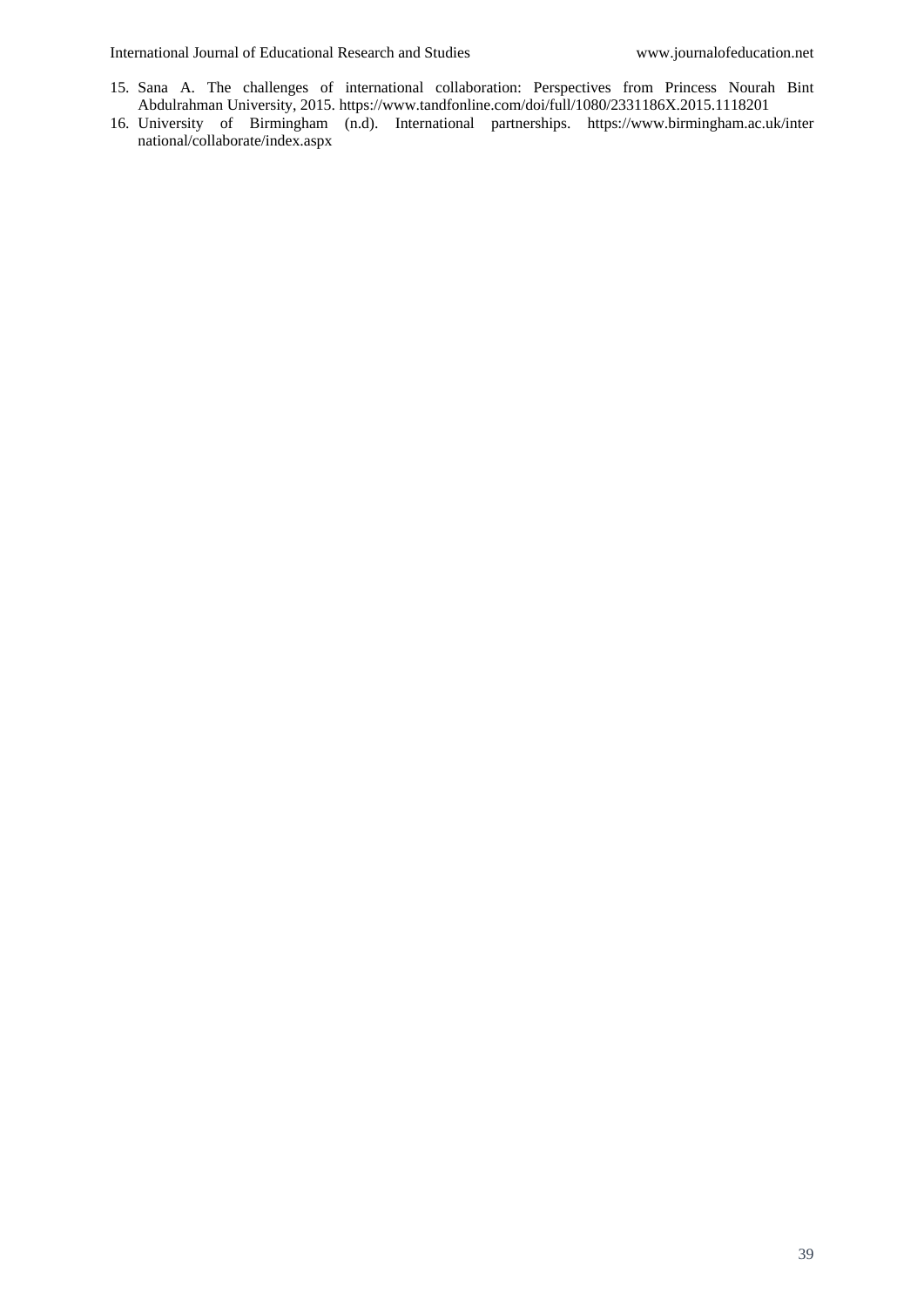15. Sana A. The challenges of international collaboration: Perspectives from Princess Nourah Bint Abdulrahman University, 2015. https://www.tandfonline.com/doi/full/1080/2331186X.2015.1118201
16. University of Birmingham (n.d). International partnerships. https://www.birmingham.ac.uk/international/collaborate/index.aspx